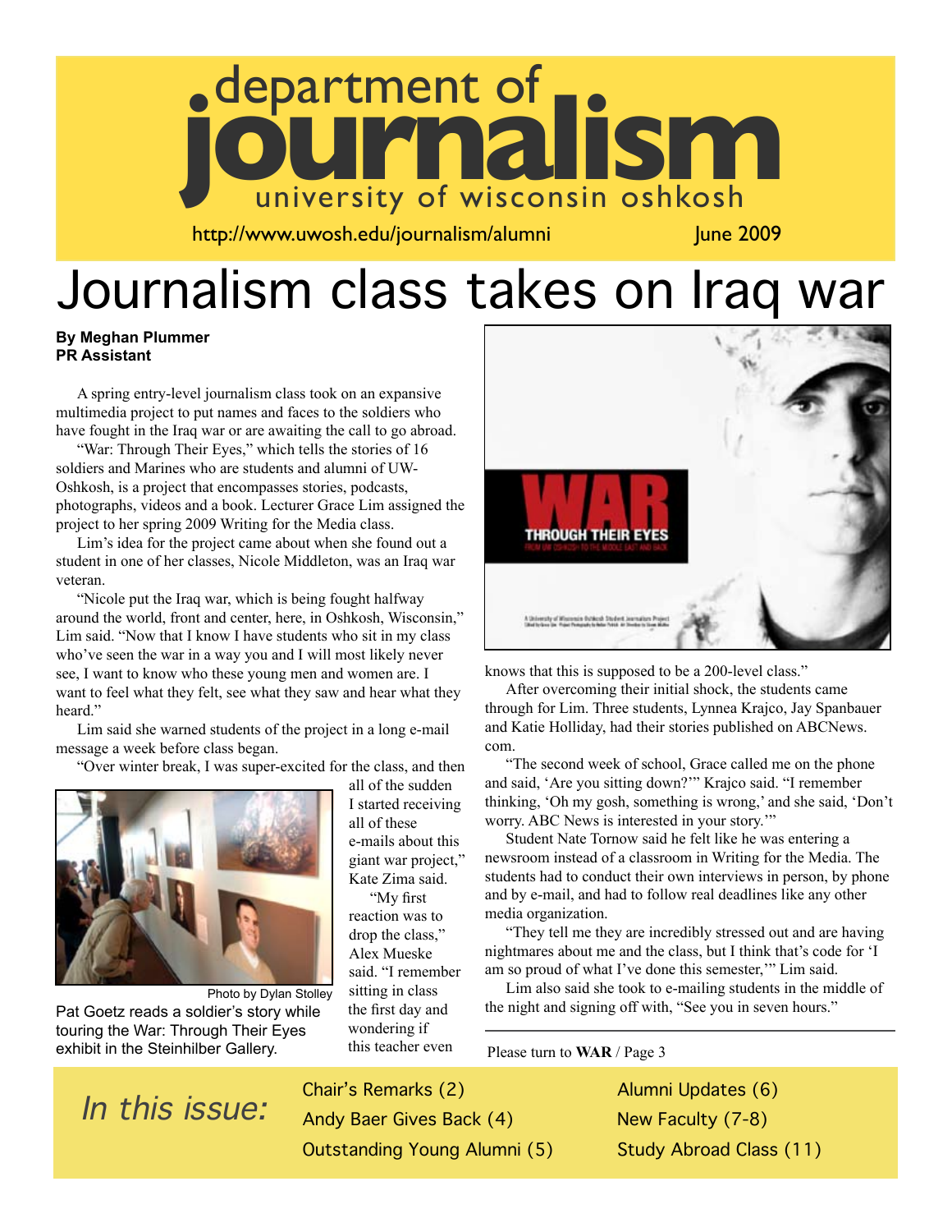# department of journalism

university of wisconsin oshkosh

http://www.uwosh.edu/journalism/alumni    June 2009

# Journalism class takes on Iraq war

**By Meghan Plummer**
**PR Assistant**

A spring entry-level journalism class took on an expansive multimedia project to put names and faces to the soldiers who have fought in the Iraq war or are awaiting the call to go abroad.

"War: Through Their Eyes," which tells the stories of 16 soldiers and Marines who are students and alumni of UW-Oshkosh, is a project that encompasses stories, podcasts, photographs, videos and a book. Lecturer Grace Lim assigned the project to her spring 2009 Writing for the Media class.

Lim's idea for the project came about when she found out a student in one of her classes, Nicole Middleton, was an Iraq war veteran.

"Nicole put the Iraq war, which is being fought halfway around the world, front and center, here, in Oshkosh, Wisconsin," Lim said. "Now that I know I have students who sit in my class who've seen the war in a way you and I will most likely never see, I want to know who these young men and women are. I want to feel what they felt, see what they saw and hear what they heard."

Lim said she warned students of the project in a long e-mail message a week before class began.

"Over winter break, I was super-excited for the class, and then all of the sudden I started receiving all of these e-mails about this giant war project," Kate Zima said.

"My first reaction was to drop the class," Alex Mueske said. "I remember sitting in class the first day and wondering if this teacher even knows that this is supposed to be a 200-level class."

Photo by Dylan Stolley
Pat Goetz reads a soldier's story while touring the War: Through Their Eyes exhibit in the Steinhilber Gallery.

After overcoming their initial shock, the students came through for Lim. Three students, Lynnea Krajco, Jay Spanbauer and Katie Holliday, had their stories published on ABCNews.com.

"The second week of school, Grace called me on the phone and said, 'Are you sitting down?'" Krajco said. "I remember thinking, 'Oh my gosh, something is wrong,' and she said, 'Don't worry. ABC News is interested in your story.'"

Student Nate Tornow said he felt like he was entering a newsroom instead of a classroom in Writing for the Media. The students had to conduct their own interviews in person, by phone and by e-mail, and had to follow real deadlines like any other media organization.

"They tell me they are incredibly stressed out and are having nightmares about me and the class, but I think that's code for 'I am so proud of what I've done this semester,'" Lim said.

Lim also said she took to e-mailing students in the middle of the night and signing off with, "See you in seven hours."

Please turn to **WAR** / Page 3

*In this issue:*

- Chair's Remarks (2)
- Andy Baer Gives Back (4)
- Outstanding Young Alumni (5)
- Alumni Updates (6)
- New Faculty (7-8)
- Study Abroad Class (11)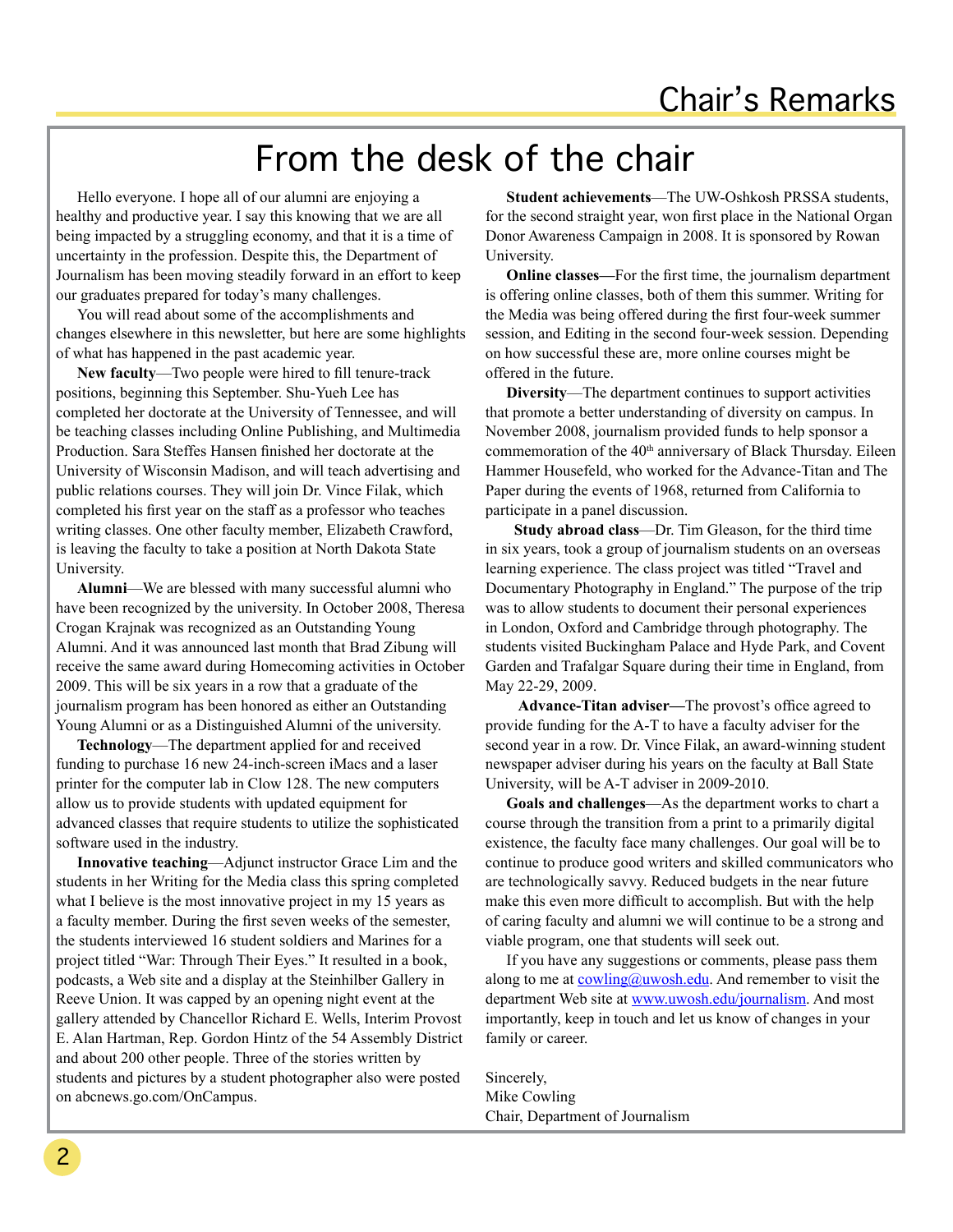# From the desk of the chair

Hello everyone. I hope all of our alumni are enjoying a healthy and productive year. I say this knowing that we are all being impacted by a struggling economy, and that it is a time of uncertainty in the profession. Despite this, the Department of Journalism has been moving steadily forward in an effort to keep our graduates prepared for today's many challenges.

You will read about some of the accomplishments and changes elsewhere in this newsletter, but here are some highlights of what has happened in the past academic year.

**New faculty**—Two people were hired to fill tenure-track positions, beginning this September. Shu-Yueh Lee has completed her doctorate at the University of Tennessee, and will be teaching classes including Online Publishing, and Multimedia Production. Sara Steffes Hansen finished her doctorate at the University of Wisconsin Madison, and will teach advertising and public relations courses. They will join Dr. Vince Filak, which completed his first year on the staff as a professor who teaches writing classes. One other faculty member, Elizabeth Crawford, is leaving the faculty to take a position at North Dakota State University.

**Alumni**—We are blessed with many successful alumni who have been recognized by the university. In October 2008, Theresa Crogan Krajnak was recognized as an Outstanding Young Alumni. And it was announced last month that Brad Zibung will receive the same award during Homecoming activities in October 2009. This will be six years in a row that a graduate of the journalism program has been honored as either an Outstanding Young Alumni or as a Distinguished Alumni of the university.

**Technology**—The department applied for and received funding to purchase 16 new 24-inch-screen iMacs and a laser printer for the computer lab in Clow 128. The new computers allow us to provide students with updated equipment for advanced classes that require students to utilize the sophisticated software used in the industry.

**Innovative teaching**—Adjunct instructor Grace Lim and the students in her Writing for the Media class this spring completed what I believe is the most innovative project in my 15 years as a faculty member. During the first seven weeks of the semester, the students interviewed 16 student soldiers and Marines for a project titled "War: Through Their Eyes." It resulted in a book, podcasts, a Web site and a display at the Steinhilber Gallery in Reeve Union. It was capped by an opening night event at the gallery attended by Chancellor Richard E. Wells, Interim Provost E. Alan Hartman, Rep. Gordon Hintz of the 54 Assembly District and about 200 other people. Three of the stories written by students and pictures by a student photographer also were posted on abcnews.go.com/OnCampus.

**Student achievements**—The UW-Oshkosh PRSSA students, for the second straight year, won first place in the National Organ Donor Awareness Campaign in 2008. It is sponsored by Rowan University.

**Online classes—**For the first time, the journalism department is offering online classes, both of them this summer. Writing for the Media was being offered during the first four-week summer session, and Editing in the second four-week session. Depending on how successful these are, more online courses might be offered in the future.

**Diversity**—The department continues to support activities that promote a better understanding of diversity on campus. In November 2008, journalism provided funds to help sponsor a commemoration of the 40th anniversary of Black Thursday. Eileen Hammer Housefeld, who worked for the Advance-Titan and The Paper during the events of 1968, returned from California to participate in a panel discussion.

**Study abroad class**—Dr. Tim Gleason, for the third time in six years, took a group of journalism students on an overseas learning experience. The class project was titled "Travel and Documentary Photography in England." The purpose of the trip was to allow students to document their personal experiences in London, Oxford and Cambridge through photography. The students visited Buckingham Palace and Hyde Park, and Covent Garden and Trafalgar Square during their time in England, from May 22-29, 2009.

**Advance-Titan adviser—**The provost's office agreed to provide funding for the A-T to have a faculty adviser for the second year in a row. Dr. Vince Filak, an award-winning student newspaper adviser during his years on the faculty at Ball State University, will be A-T adviser in 2009-2010.

**Goals and challenges**—As the department works to chart a course through the transition from a print to a primarily digital existence, the faculty face many challenges. Our goal will be to continue to produce good writers and skilled communicators who are technologically savvy. Reduced budgets in the near future make this even more difficult to accomplish. But with the help of caring faculty and alumni we will continue to be a strong and viable program, one that students will seek out.

If you have any suggestions or comments, please pass them along to me at cowling@uwosh.edu. And remember to visit the department Web site at www.uwosh.edu/journalism. And most importantly, keep in touch and let us know of changes in your family or career.

Sincerely,
Mike Cowling
Chair, Department of Journalism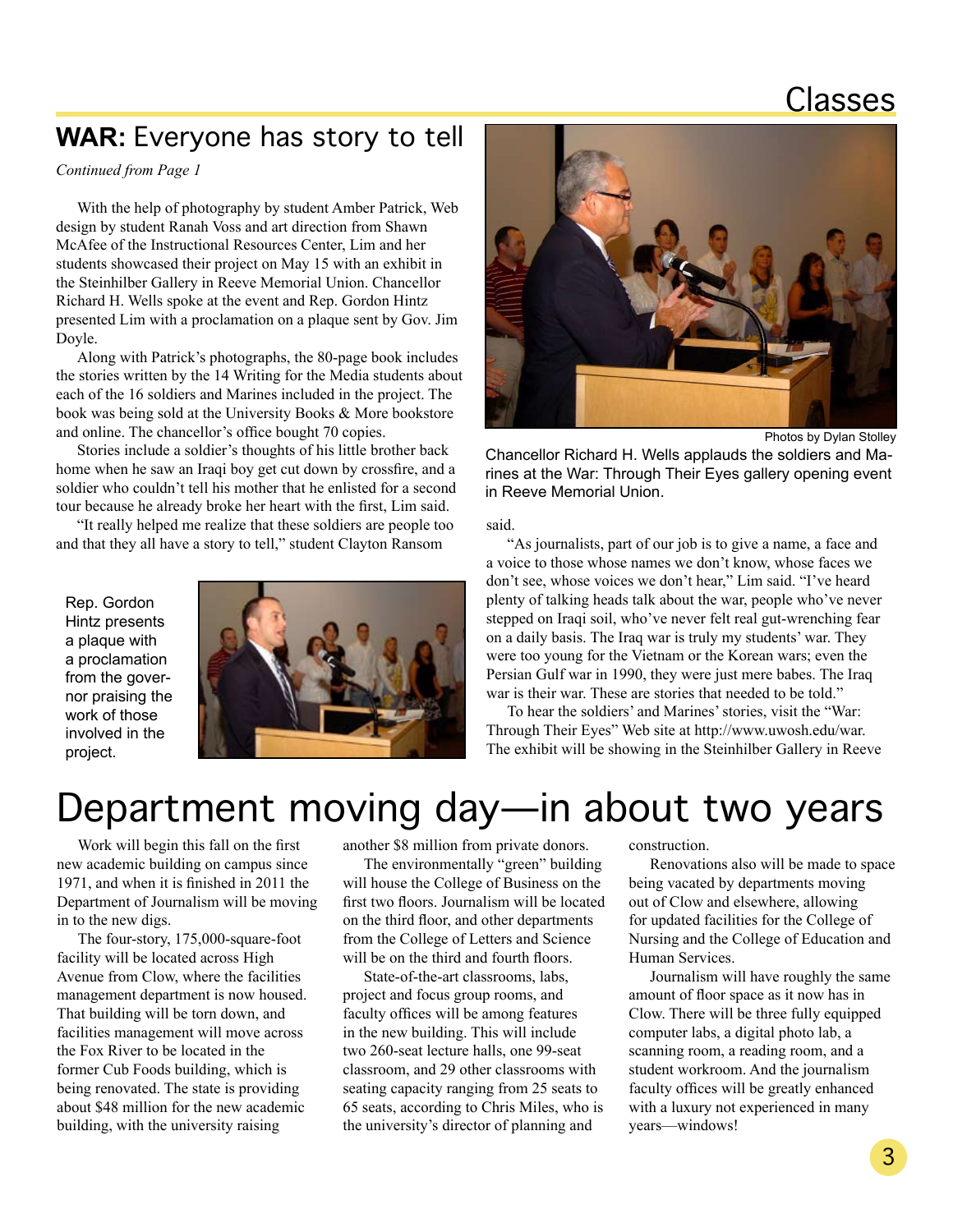## **WAR:** Everyone has story to tell

*Continued from Page 1*

With the help of photography by student Amber Patrick, Web design by student Ranah Voss and art direction from Shawn McAfee of the Instructional Resources Center, Lim and her students showcased their project on May 15 with an exhibit in the Steinhilber Gallery in Reeve Memorial Union. Chancellor Richard H. Wells spoke at the event and Rep. Gordon Hintz presented Lim with a proclamation on a plaque sent by Gov. Jim Doyle.

Along with Patrick's photographs, the 80-page book includes the stories written by the 14 Writing for the Media students about each of the 16 soldiers and Marines included in the project. The book was being sold at the University Books & More bookstore and online. The chancellor's office bought 70 copies.

Stories include a soldier's thoughts of his little brother back home when he saw an Iraqi boy get cut down by crossfire, and a soldier who couldn't tell his mother that he enlisted for a second tour because he already broke her heart with the first, Lim said.

"It really helped me realize that these soldiers are people too and that they all have a story to tell," student Clayton Ransom said.

"As journalists, part of our job is to give a name, a face and a voice to those whose names we don't know, whose faces we don't see, whose voices we don't hear," Lim said. "I've heard plenty of talking heads talk about the war, people who've never stepped on Iraqi soil, who've never felt real gut-wrenching fear on a daily basis. The Iraq war is truly my students' war. They were too young for the Vietnam or the Korean wars; even the Persian Gulf war in 1990, they were just mere babes. The Iraq war is their war. These are stories that needed to be told."

To hear the soldiers' and Marines' stories, visit the "War: Through Their Eyes" Web site at http://www.uwosh.edu/war. The exhibit will be showing in the Steinhilber Gallery in Reeve

Photos by Dylan Stolley

Chancellor Richard H. Wells applauds the soldiers and Marines at the War: Through Their Eyes gallery opening event in Reeve Memorial Union.

Rep. Gordon Hintz presents a plaque with a proclamation from the governor praising the work of those involved in the project.

# Department moving day—in about two years

Work will begin this fall on the first new academic building on campus since 1971, and when it is finished in 2011 the Department of Journalism will be moving in to the new digs.

The four-story, 175,000-square-foot facility will be located across High Avenue from Clow, where the facilities management department is now housed. That building will be torn down, and facilities management will move across the Fox River to be located in the former Cub Foods building, which is being renovated. The state is providing about $48 million for the new academic building, with the university raising another $8 million from private donors.

The environmentally "green" building will house the College of Business on the first two floors. Journalism will be located on the third floor, and other departments from the College of Letters and Science will be on the third and fourth floors.

State-of-the-art classrooms, labs, project and focus group rooms, and faculty offices will be among features in the new building. This will include two 260-seat lecture halls, one 99-seat classroom, and 29 other classrooms with seating capacity ranging from 25 seats to 65 seats, according to Chris Miles, who is the university's director of planning and construction.

Renovations also will be made to space being vacated by departments moving out of Clow and elsewhere, allowing for updated facilities for the College of Nursing and the College of Education and Human Services.

Journalism will have roughly the same amount of floor space as it now has in Clow. There will be three fully equipped computer labs, a digital photo lab, a scanning room, a reading room, and a student workroom. And the journalism faculty offices will be greatly enhanced with a luxury not experienced in many years—windows!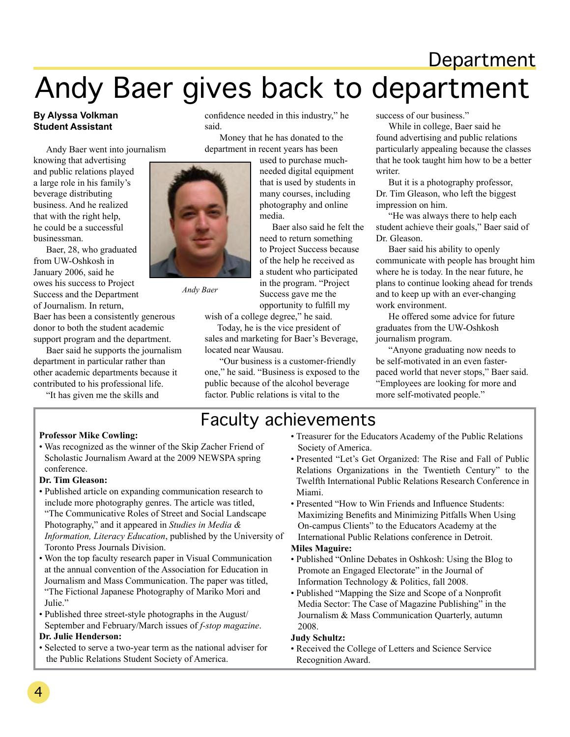# Andy Baer gives back to department

**By Alyssa Volkman**
**Student Assistant**

Andy Baer went into journalism knowing that advertising and public relations played a large role in his family's beverage distributing business. And he realized that with the right help, he could be a successful businessman.

Baer, 28, who graduated from UW-Oshkosh in January 2006, said he owes his success to Project Success and the Department of Journalism. In return, Baer has been a consistently generous donor to both the student academic support program and the department.

*Andy Baer*

Baer said he supports the journalism department in particular rather than other academic departments because it contributed to his professional life.

"It has given me the skills and confidence needed in this industry," he said.

Money that he has donated to the department in recent years has been used to purchase much-needed digital equipment that is used by students in many courses, including photography and online media.

Baer also said he felt the need to return something to Project Success because of the help he received as a student who participated in the program. "Project Success gave me the opportunity to fulfill my wish of a college degree," he said.

Today, he is the vice president of sales and marketing for Baer's Beverage, located near Wausau.

"Our business is a customer-friendly one," he said. "Business is exposed to the public because of the alcohol beverage factor. Public relations is vital to the success of our business."

While in college, Baer said he found advertising and public relations particularly appealing because the classes that he took taught him how to be a better writer.

But it is a photography professor, Dr. Tim Gleason, who left the biggest impression on him.

"He was always there to help each student achieve their goals," Baer said of Dr. Gleason.

Baer said his ability to openly communicate with people has brought him where he is today. In the near future, he plans to continue looking ahead for trends and to keep up with an ever-changing work environment.

He offered some advice for future graduates from the UW-Oshkosh journalism program.

"Anyone graduating now needs to be self-motivated in an even faster-paced world that never stops," Baer said. "Employees are looking for more and more self-motivated people."

## Faculty achievements

**Professor Mike Cowling:**

- Was recognized as the winner of the Skip Zacher Friend of Scholastic Journalism Award at the 2009 NEWSPA spring conference.

**Dr. Tim Gleason:**

- Published article on expanding communication research to include more photography genres. The article was titled, "The Communicative Roles of Street and Social Landscape Photography," and it appeared in *Studies in Media & Information, Literacy Education*, published by the University of Toronto Press Journals Division.
- Won the top faculty research paper in Visual Communication at the annual convention of the Association for Education in Journalism and Mass Communication. The paper was titled, "The Fictional Japanese Photography of Mariko Mori and Julie."
- Published three street-style photographs in the August/September and February/March issues of *f-stop magazine*.

**Dr. Julie Henderson:**

- Selected to serve a two-year term as the national adviser for the Public Relations Student Society of America.
- Treasurer for the Educators Academy of the Public Relations Society of America.
- Presented "Let's Get Organized: The Rise and Fall of Public Relations Organizations in the Twentieth Century" to the Twelfth International Public Relations Research Conference in Miami.
- Presented "How to Win Friends and Influence Students: Maximizing Benefits and Minimizing Pitfalls When Using On-campus Clients" to the Educators Academy at the International Public Relations conference in Detroit.

**Miles Maguire:**

- Published "Online Debates in Oshkosh: Using the Blog to Promote an Engaged Electorate" in the Journal of Information Technology & Politics, fall 2008.
- Published "Mapping the Size and Scope of a Nonprofit Media Sector: The Case of Magazine Publishing" in the Journalism & Mass Communication Quarterly, autumn 2008.

**Judy Schultz:**

- Received the College of Letters and Science Service Recognition Award.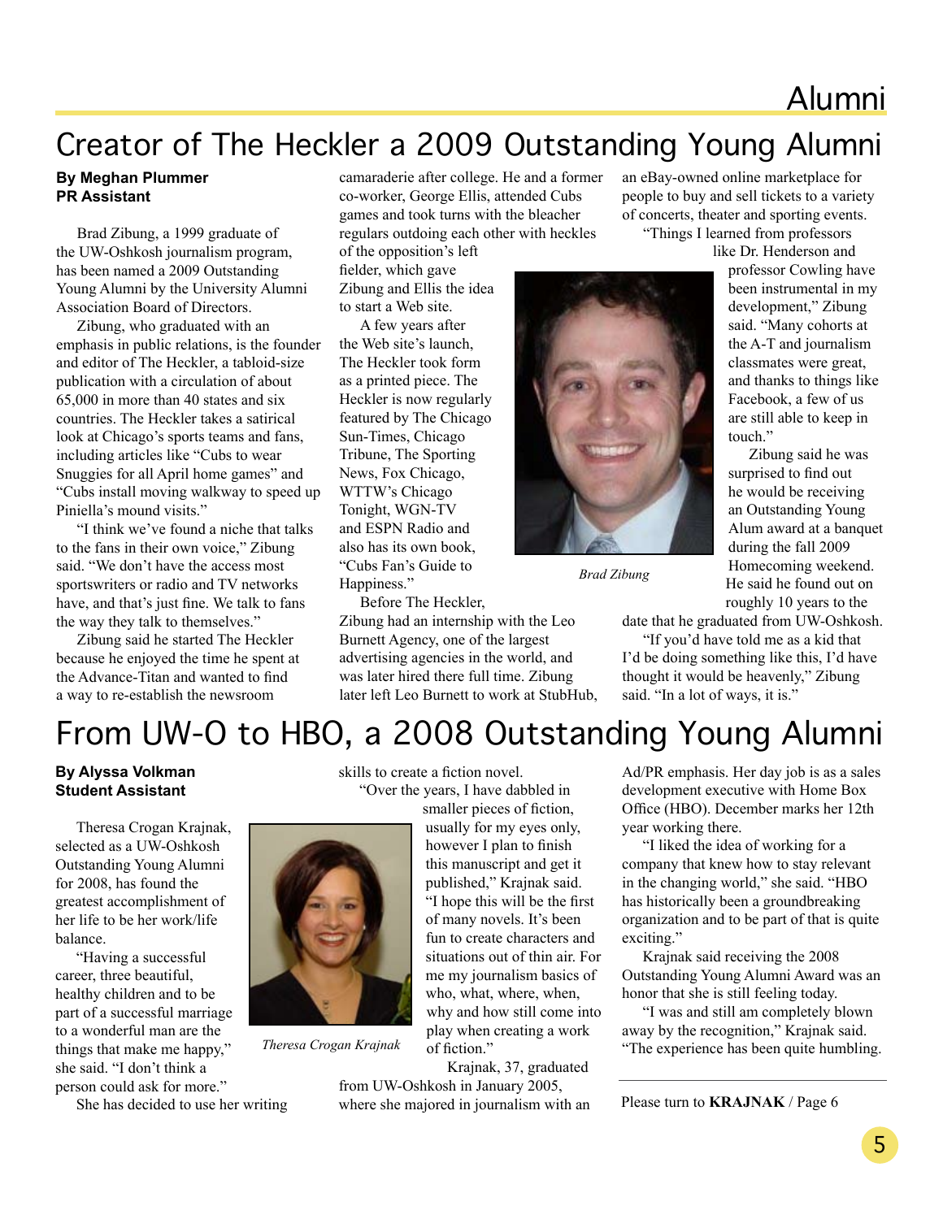# Creator of The Heckler a 2009 Outstanding Young Alumni

**By Meghan Plummer**
**PR Assistant**

Brad Zibung, a 1999 graduate of the UW-Oshkosh journalism program, has been named a 2009 Outstanding Young Alumni by the University Alumni Association Board of Directors.

Zibung, who graduated with an emphasis in public relations, is the founder and editor of The Heckler, a tabloid-size publication with a circulation of about 65,000 in more than 40 states and six countries. The Heckler takes a satirical look at Chicago's sports teams and fans, including articles like "Cubs to wear Snuggies for all April home games" and "Cubs install moving walkway to speed up Piniella's mound visits."

"I think we've found a niche that talks to the fans in their own voice," Zibung said. "We don't have the access most sportswriters or radio and TV networks have, and that's just fine. We talk to fans the way they talk to themselves."

Zibung said he started The Heckler because he enjoyed the time he spent at the Advance-Titan and wanted to find a way to re-establish the newsroom camaraderie after college. He and a former co-worker, George Ellis, attended Cubs games and took turns with the bleacher regulars outdoing each other with heckles of the opposition's left fielder, which gave Zibung and Ellis the idea to start a Web site.

A few years after the Web site's launch, The Heckler took form as a printed piece. The Heckler is now regularly featured by The Chicago Sun-Times, Chicago Tribune, The Sporting News, Fox Chicago, WTTW's Chicago Tonight, WGN-TV and ESPN Radio and also has its own book, "Cubs Fan's Guide to Happiness."

*Brad Zibung*

Before The Heckler, Zibung had an internship with the Leo Burnett Agency, one of the largest advertising agencies in the world, and was later hired there full time. Zibung later left Leo Burnett to work at StubHub, an eBay-owned online marketplace for people to buy and sell tickets to a variety of concerts, theater and sporting events.

"Things I learned from professors like Dr. Henderson and professor Cowling have been instrumental in my development," Zibung said. "Many cohorts at the A-T and journalism classmates were great, and thanks to things like Facebook, a few of us are still able to keep in touch."

Zibung said he was surprised to find out he would be receiving an Outstanding Young Alum award at a banquet during the fall 2009 Homecoming weekend. He said he found out on roughly 10 years to the date that he graduated from UW-Oshkosh.

"If you'd have told me as a kid that I'd be doing something like this, I'd have thought it would be heavenly," Zibung said. "In a lot of ways, it is."

# From UW-O to HBO, a 2008 Outstanding Young Alumni

**By Alyssa Volkman**
**Student Assistant**

Theresa Crogan Krajnak, selected as a UW-Oshkosh Outstanding Young Alumni for 2008, has found the greatest accomplishment of her life to be her work/life balance.

"Having a successful career, three beautiful, healthy children and to be part of a successful marriage to a wonderful man are the things that make me happy," she said. "I don't think a person could ask for more."

*Theresa Crogan Krajnak*

She has decided to use her writing skills to create a fiction novel.

"Over the years, I have dabbled in smaller pieces of fiction, usually for my eyes only, however I plan to finish this manuscript and get it published," Krajnak said. "I hope this will be the first of many novels. It's been fun to create characters and situations out of thin air. For me my journalism basics of who, what, where, when, why and how still come into play when creating a work of fiction."

Krajnak, 37, graduated from UW-Oshkosh in January 2005, where she majored in journalism with an Ad/PR emphasis. Her day job is as a sales development executive with Home Box Office (HBO). December marks her 12th year working there.

"I liked the idea of working for a company that knew how to stay relevant in the changing world," she said. "HBO has historically been a groundbreaking organization and to be part of that is quite exciting."

Krajnak said receiving the 2008 Outstanding Young Alumni Award was an honor that she is still feeling today.

"I was and still am completely blown away by the recognition," Krajnak said. "The experience has been quite humbling.

Please turn to **KRAJNAK** / Page 6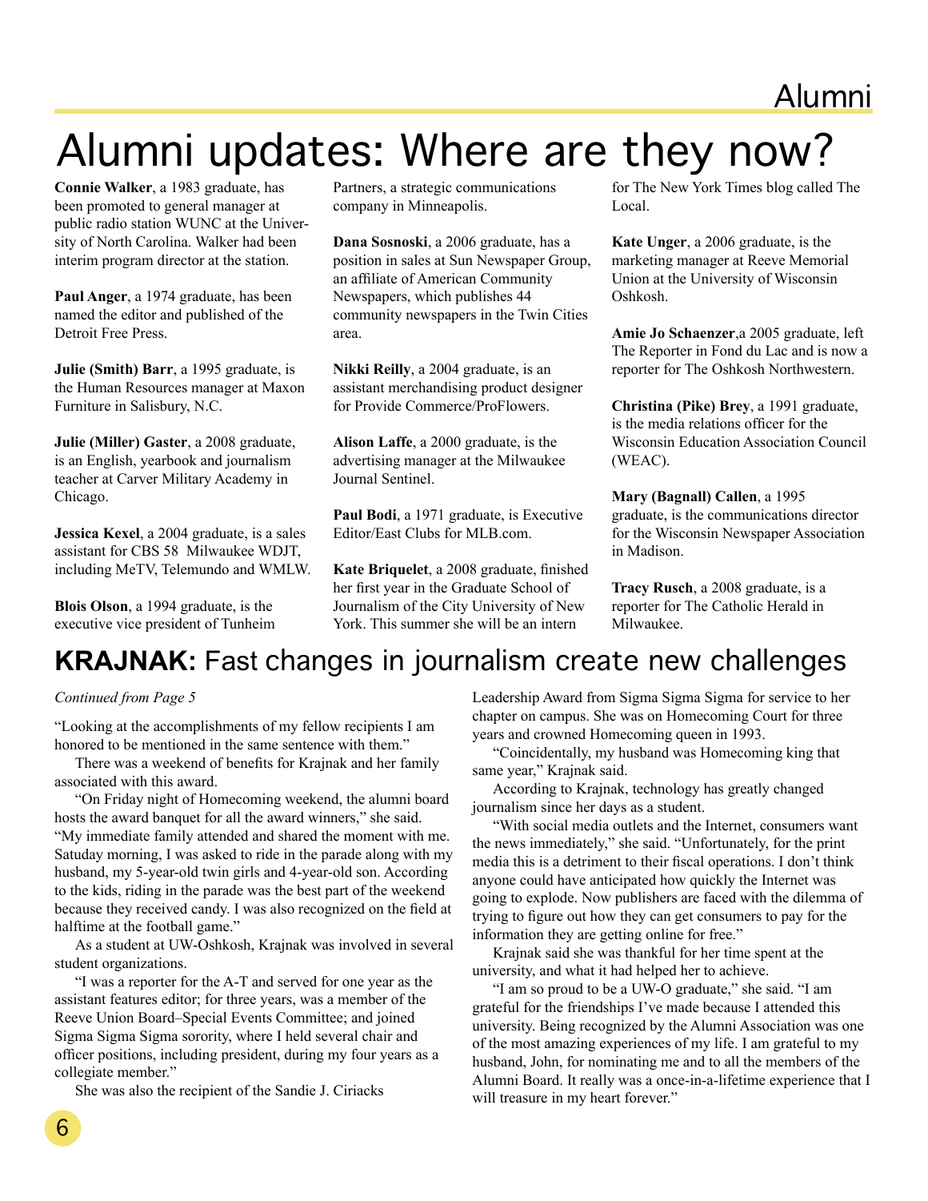# Alumni updates: Where are they now?

**Connie Walker**, a 1983 graduate, has been promoted to general manager at public radio station WUNC at the University of North Carolina. Walker had been interim program director at the station.

**Paul Anger**, a 1974 graduate, has been named the editor and published of the Detroit Free Press.

**Julie (Smith) Barr**, a 1995 graduate, is the Human Resources manager at Maxon Furniture in Salisbury, N.C.

**Julie (Miller) Gaster**, a 2008 graduate, is an English, yearbook and journalism teacher at Carver Military Academy in Chicago.

**Jessica Kexel**, a 2004 graduate, is a sales assistant for CBS 58 Milwaukee WDJT, including MeTV, Telemundo and WMLW.

**Blois Olson**, a 1994 graduate, is the executive vice president of Tunheim Partners, a strategic communications company in Minneapolis.

**Dana Sosnoski**, a 2006 graduate, has a position in sales at Sun Newspaper Group, an affiliate of American Community Newspapers, which publishes 44 community newspapers in the Twin Cities area.

**Nikki Reilly**, a 2004 graduate, is an assistant merchandising product designer for Provide Commerce/ProFlowers.

**Alison Laffe**, a 2000 graduate, is the advertising manager at the Milwaukee Journal Sentinel.

**Paul Bodi**, a 1971 graduate, is Executive Editor/East Clubs for MLB.com.

**Kate Briquelet**, a 2008 graduate, finished her first year in the Graduate School of Journalism of the City University of New York. This summer she will be an intern for The New York Times blog called The Local.

**Kate Unger**, a 2006 graduate, is the marketing manager at Reeve Memorial Union at the University of Wisconsin Oshkosh.

**Amie Jo Schaenzer**,a 2005 graduate, left The Reporter in Fond du Lac and is now a reporter for The Oshkosh Northwestern.

**Christina (Pike) Brey**, a 1991 graduate, is the media relations officer for the Wisconsin Education Association Council (WEAC).

**Mary (Bagnall) Callen**, a 1995 graduate, is the communications director for the Wisconsin Newspaper Association in Madison.

**Tracy Rusch**, a 2008 graduate, is a reporter for The Catholic Herald in Milwaukee.

## KRAJNAK: Fast changes in journalism create new challenges

*Continued from Page 5*

"Looking at the accomplishments of my fellow recipients I am honored to be mentioned in the same sentence with them."

There was a weekend of benefits for Krajnak and her family associated with this award.

"On Friday night of Homecoming weekend, the alumni board hosts the award banquet for all the award winners," she said. "My immediate family attended and shared the moment with me. Satuday morning, I was asked to ride in the parade along with my husband, my 5-year-old twin girls and 4-year-old son. According to the kids, riding in the parade was the best part of the weekend because they received candy. I was also recognized on the field at halftime at the football game."

As a student at UW-Oshkosh, Krajnak was involved in several student organizations.

"I was a reporter for the A-T and served for one year as the assistant features editor; for three years, was a member of the Reeve Union Board–Special Events Committee; and joined Sigma Sigma Sigma sorority, where I held several chair and officer positions, including president, during my four years as a collegiate member."

She was also the recipient of the Sandie J. Ciriacks Leadership Award from Sigma Sigma Sigma for service to her chapter on campus. She was on Homecoming Court for three years and crowned Homecoming queen in 1993.

"Coincidentally, my husband was Homecoming king that same year," Krajnak said.

According to Krajnak, technology has greatly changed journalism since her days as a student.

"With social media outlets and the Internet, consumers want the news immediately," she said. "Unfortunately, for the print media this is a detriment to their fiscal operations. I don't think anyone could have anticipated how quickly the Internet was going to explode. Now publishers are faced with the dilemma of trying to figure out how they can get consumers to pay for the information they are getting online for free."

Krajnak said she was thankful for her time spent at the university, and what it had helped her to achieve.

"I am so proud to be a UW-O graduate," she said. "I am grateful for the friendships I've made because I attended this university. Being recognized by the Alumni Association was one of the most amazing experiences of my life. I am grateful to my husband, John, for nominating me and to all the members of the Alumni Board. It really was a once-in-a-lifetime experience that I will treasure in my heart forever."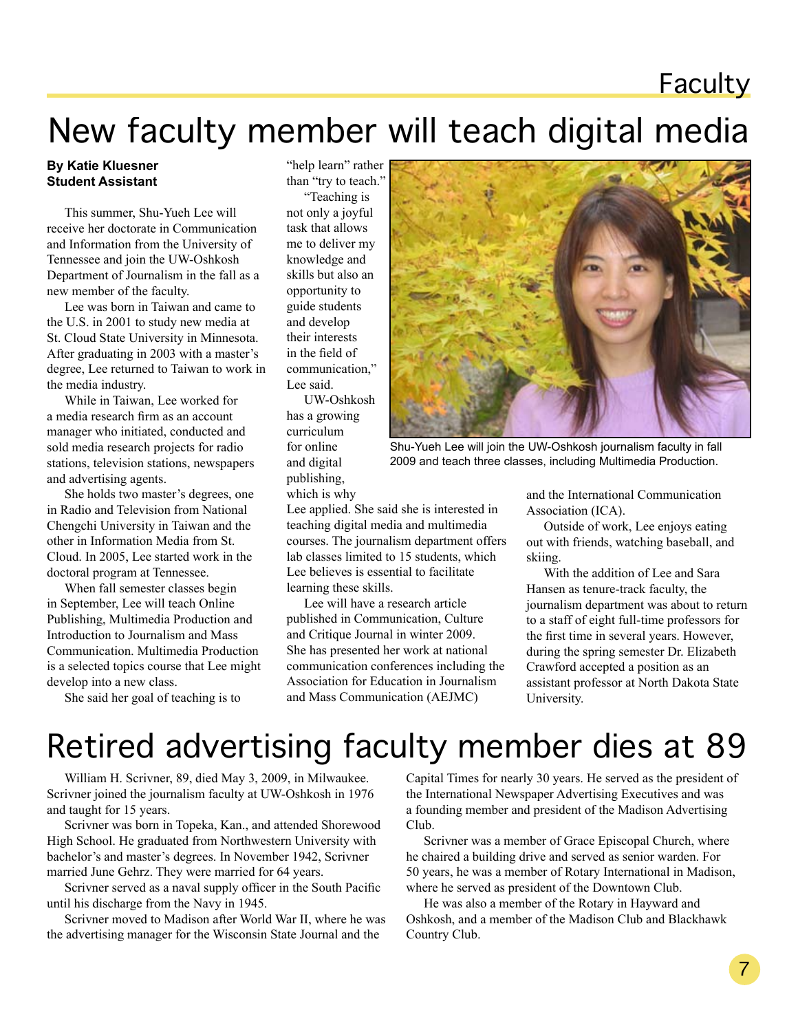# New faculty member will teach digital media

**By Katie Kluesner**
**Student Assistant**

This summer, Shu-Yueh Lee will receive her doctorate in Communication and Information from the University of Tennessee and join the UW-Oshkosh Department of Journalism in the fall as a new member of the faculty.

Lee was born in Taiwan and came to the U.S. in 2001 to study new media at St. Cloud State University in Minnesota. After graduating in 2003 with a master's degree, Lee returned to Taiwan to work in the media industry.

While in Taiwan, Lee worked for a media research firm as an account manager who initiated, conducted and sold media research projects for radio stations, television stations, newspapers and advertising agents.

She holds two master's degrees, one in Radio and Television from National Chengchi University in Taiwan and the other in Information Media from St. Cloud. In 2005, Lee started work in the doctoral program at Tennessee.

When fall semester classes begin in September, Lee will teach Online Publishing, Multimedia Production and Introduction to Journalism and Mass Communication. Multimedia Production is a selected topics course that Lee might develop into a new class.

She said her goal of teaching is to "help learn" rather than "try to teach."

"Teaching is not only a joyful task that allows me to deliver my knowledge and skills but also an opportunity to guide students and develop their interests in the field of communication," Lee said.

Shu-Yueh Lee will join the UW-Oshkosh journalism faculty in fall 2009 and teach three classes, including Multimedia Production.

UW-Oshkosh has a growing curriculum for online and digital publishing, which is why Lee applied. She said she is interested in teaching digital media and multimedia courses. The journalism department offers lab classes limited to 15 students, which Lee believes is essential to facilitate learning these skills.

Lee will have a research article published in Communication, Culture and Critique Journal in winter 2009. She has presented her work at national communication conferences including the Association for Education in Journalism and Mass Communication (AEJMC) and the International Communication Association (ICA).

Outside of work, Lee enjoys eating out with friends, watching baseball, and skiing.

With the addition of Lee and Sara Hansen as tenure-track faculty, the journalism department was about to return to a staff of eight full-time professors for the first time in several years. However, during the spring semester Dr. Elizabeth Crawford accepted a position as an assistant professor at North Dakota State University.

# Retired advertising faculty member dies at 89

William H. Scrivner, 89, died May 3, 2009, in Milwaukee. Scrivner joined the journalism faculty at UW-Oshkosh in 1976 and taught for 15 years.

Scrivner was born in Topeka, Kan., and attended Shorewood High School. He graduated from Northwestern University with bachelor's and master's degrees. In November 1942, Scrivner married June Gehrz. They were married for 64 years.

Scrivner served as a naval supply officer in the South Pacific until his discharge from the Navy in 1945.

Scrivner moved to Madison after World War II, where he was the advertising manager for the Wisconsin State Journal and the Capital Times for nearly 30 years. He served as the president of the International Newspaper Advertising Executives and was a founding member and president of the Madison Advertising Club.

Scrivner was a member of Grace Episcopal Church, where he chaired a building drive and served as senior warden. For 50 years, he was a member of Rotary International in Madison, where he served as president of the Downtown Club.

He was also a member of the Rotary in Hayward and Oshkosh, and a member of the Madison Club and Blackhawk Country Club.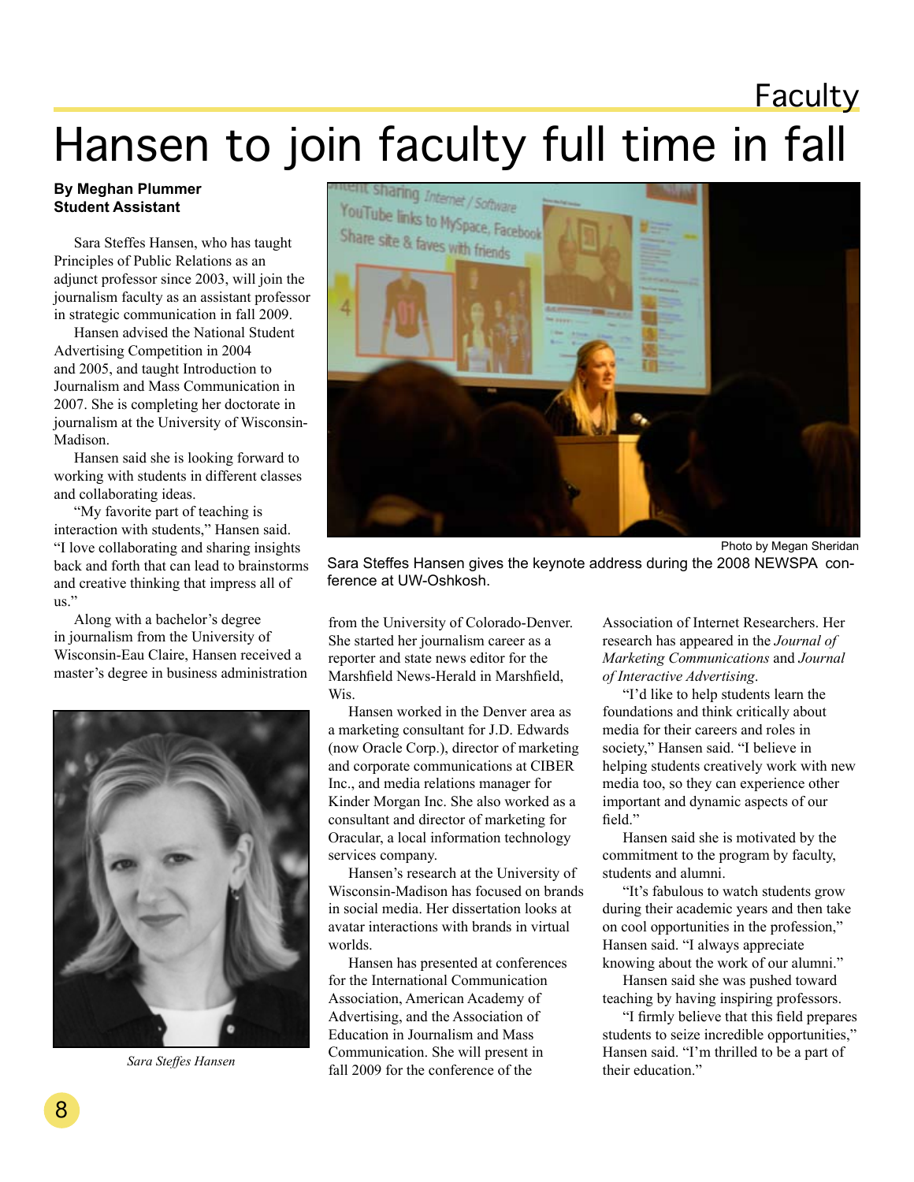# Hansen to join faculty full time in fall

**By Meghan Plummer**
**Student Assistant**

Sara Steffes Hansen, who has taught Principles of Public Relations as an adjunct professor since 2003, will join the journalism faculty as an assistant professor in strategic communication in fall 2009.

Hansen advised the National Student Advertising Competition in 2004 and 2005, and taught Introduction to Journalism and Mass Communication in 2007. She is completing her doctorate in journalism at the University of Wisconsin-Madison.

Hansen said she is looking forward to working with students in different classes and collaborating ideas.

"My favorite part of teaching is interaction with students," Hansen said. "I love collaborating and sharing insights back and forth that can lead to brainstorms and creative thinking that impress all of us."

Along with a bachelor's degree in journalism from the University of Wisconsin-Eau Claire, Hansen received a master's degree in business administration from the University of Colorado-Denver. She started her journalism career as a reporter and state news editor for the Marshfield News-Herald in Marshfield, Wis.

Photo by Megan Sheridan

Sara Steffes Hansen gives the keynote address during the 2008 NEWSPA conference at UW-Oshkosh.

*Sara Steffes Hansen*

Hansen worked in the Denver area as a marketing consultant for J.D. Edwards (now Oracle Corp.), director of marketing and corporate communications at CIBER Inc., and media relations manager for Kinder Morgan Inc. She also worked as a consultant and director of marketing for Oracular, a local information technology services company.

Hansen's research at the University of Wisconsin-Madison has focused on brands in social media. Her dissertation looks at avatar interactions with brands in virtual worlds.

Hansen has presented at conferences for the International Communication Association, American Academy of Advertising, and the Association of Education in Journalism and Mass Communication. She will present in fall 2009 for the conference of the Association of Internet Researchers. Her research has appeared in the *Journal of Marketing Communications* and *Journal of Interactive Advertising*.

"I'd like to help students learn the foundations and think critically about media for their careers and roles in society," Hansen said. "I believe in helping students creatively work with new media too, so they can experience other important and dynamic aspects of our field."

Hansen said she is motivated by the commitment to the program by faculty, students and alumni.

"It's fabulous to watch students grow during their academic years and then take on cool opportunities in the profession," Hansen said. "I always appreciate knowing about the work of our alumni."

Hansen said she was pushed toward teaching by having inspiring professors.

"I firmly believe that this field prepares students to seize incredible opportunities," Hansen said. "I'm thrilled to be a part of their education."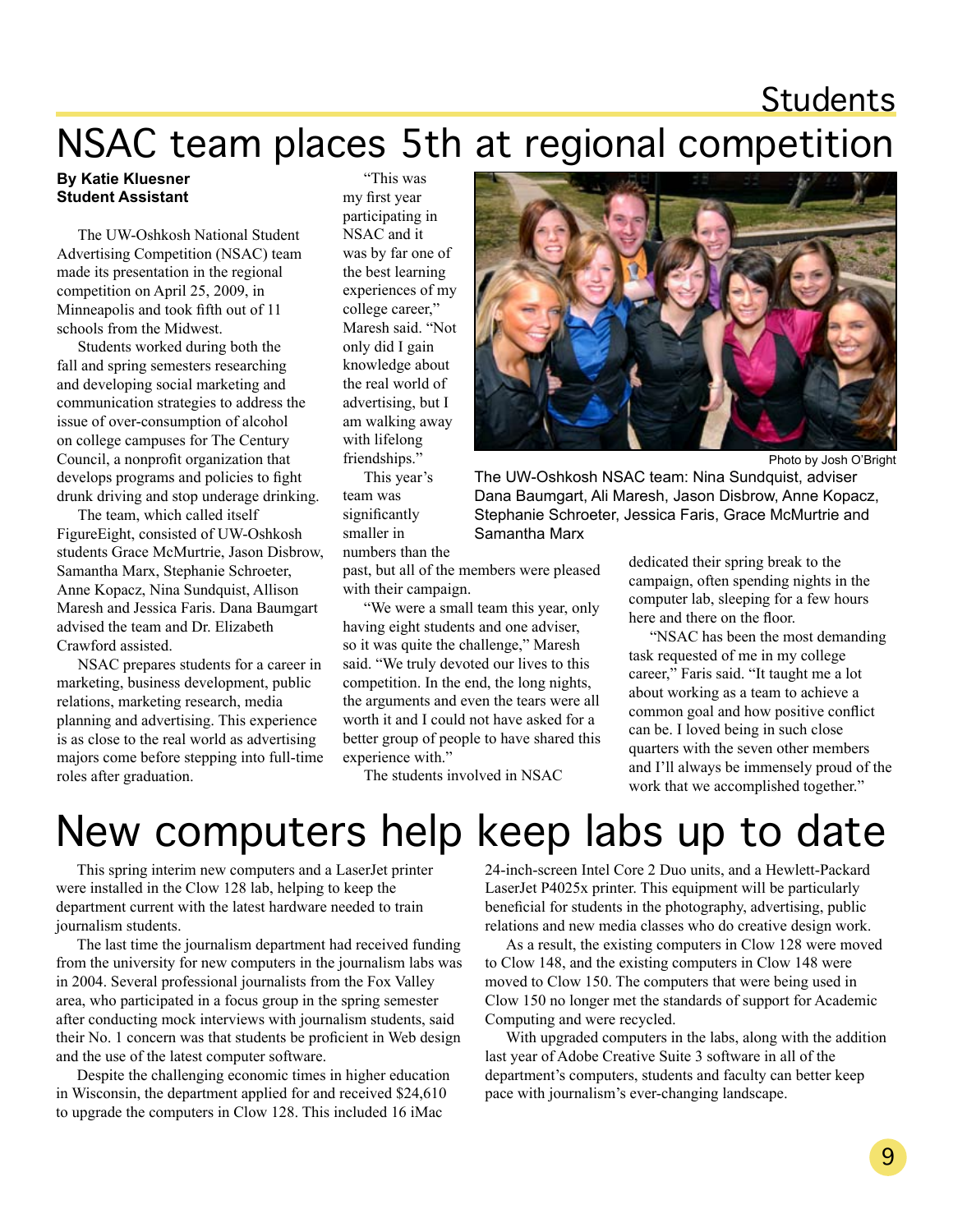# NSAC team places 5th at regional competition

**By Katie Kluesner**
**Student Assistant**

The UW-Oshkosh National Student Advertising Competition (NSAC) team made its presentation in the regional competition on April 25, 2009, in Minneapolis and took fifth out of 11 schools from the Midwest.

Students worked during both the fall and spring semesters researching and developing social marketing and communication strategies to address the issue of over-consumption of alcohol on college campuses for The Century Council, a nonprofit organization that develops programs and policies to fight drunk driving and stop underage drinking.

The team, which called itself FigureEight, consisted of UW-Oshkosh students Grace McMurtrie, Jason Disbrow, Samantha Marx, Stephanie Schroeter, Anne Kopacz, Nina Sundquist, Allison Maresh and Jessica Faris. Dana Baumgart advised the team and Dr. Elizabeth Crawford assisted.

NSAC prepares students for a career in marketing, business development, public relations, marketing research, media planning and advertising. This experience is as close to the real world as advertising majors come before stepping into full-time roles after graduation.

"This was my first year participating in NSAC and it was by far one of the best learning experiences of my college career," Maresh said. "Not only did I gain knowledge about the real world of advertising, but I am walking away with lifelong friendships."

This year's team was significantly smaller in numbers than the past, but all of the members were pleased with their campaign.

"We were a small team this year, only having eight students and one adviser, so it was quite the challenge," Maresh said. "We truly devoted our lives to this competition. In the end, the long nights, the arguments and even the tears were all worth it and I could not have asked for a better group of people to have shared this experience with."

The students involved in NSAC dedicated their spring break to the campaign, often spending nights in the computer lab, sleeping for a few hours here and there on the floor.

"NSAC has been the most demanding task requested of me in my college career," Faris said. "It taught me a lot about working as a team to achieve a common goal and how positive conflict can be. I loved being in such close quarters with the seven other members and I'll always be immensely proud of the work that we accomplished together."

Photo by Josh O'Bright

The UW-Oshkosh NSAC team: Nina Sundquist, adviser Dana Baumgart, Ali Maresh, Jason Disbrow, Anne Kopacz, Stephanie Schroeter, Jessica Faris, Grace McMurtrie and Samantha Marx

# New computers help keep labs up to date

This spring interim new computers and a LaserJet printer were installed in the Clow 128 lab, helping to keep the department current with the latest hardware needed to train journalism students.

The last time the journalism department had received funding from the university for new computers in the journalism labs was in 2004. Several professional journalists from the Fox Valley area, who participated in a focus group in the spring semester after conducting mock interviews with journalism students, said their No. 1 concern was that students be proficient in Web design and the use of the latest computer software.

Despite the challenging economic times in higher education in Wisconsin, the department applied for and received $24,610 to upgrade the computers in Clow 128. This included 16 iMac 24-inch-screen Intel Core 2 Duo units, and a Hewlett-Packard LaserJet P4025x printer. This equipment will be particularly beneficial for students in the photography, advertising, public relations and new media classes who do creative design work.

As a result, the existing computers in Clow 128 were moved to Clow 148, and the existing computers in Clow 148 were moved to Clow 150. The computers that were being used in Clow 150 no longer met the standards of support for Academic Computing and were recycled.

With upgraded computers in the labs, along with the addition last year of Adobe Creative Suite 3 software in all of the department's computers, students and faculty can better keep pace with journalism's ever-changing landscape.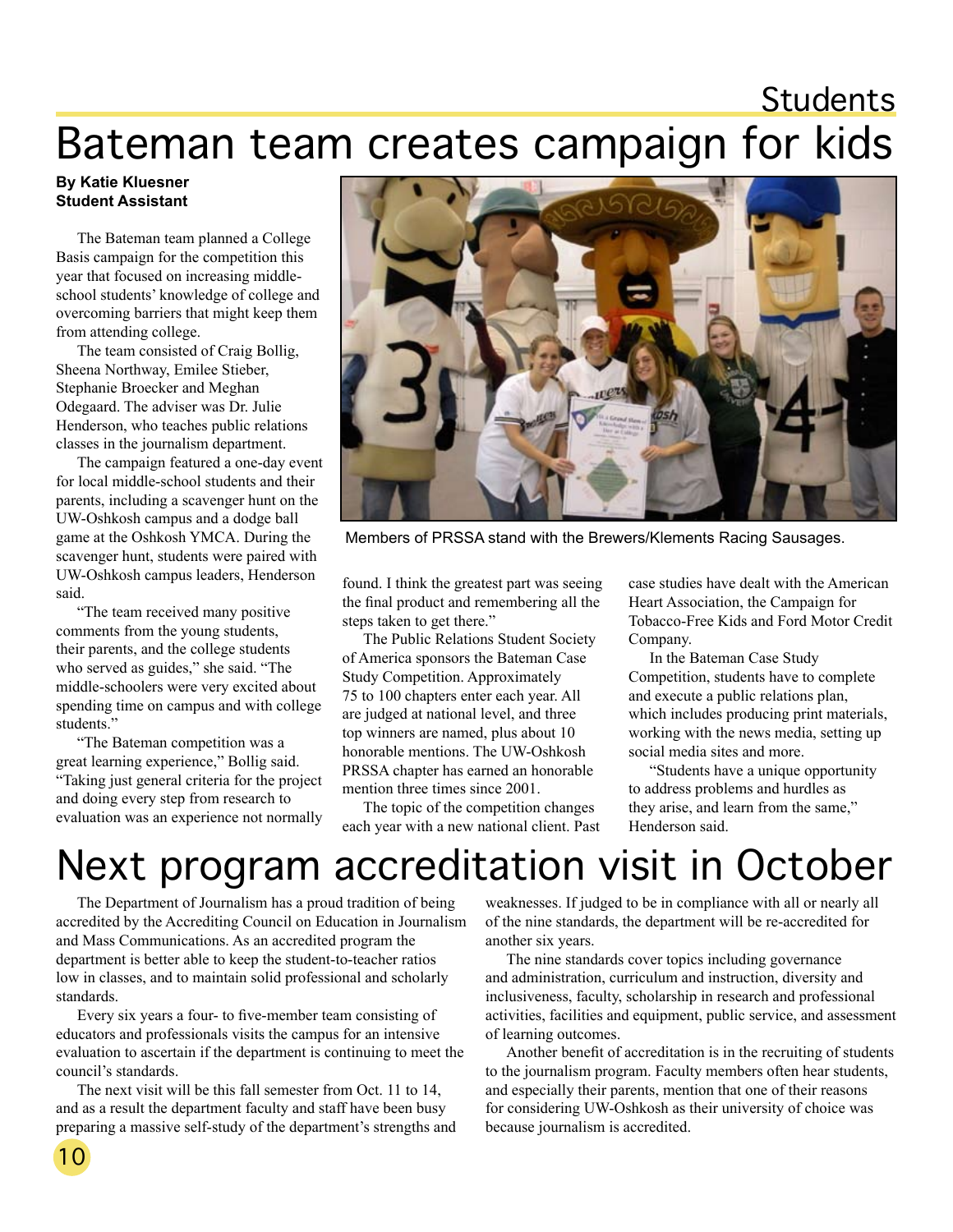Students

# Bateman team creates campaign for kids

**By Katie Kluesner**
**Student Assistant**

The Bateman team planned a College Basis campaign for the competition this year that focused on increasing middle-school students' knowledge of college and overcoming barriers that might keep them from attending college.

The team consisted of Craig Bollig, Sheena Northway, Emilee Stieber, Stephanie Broecker and Meghan Odegaard. The adviser was Dr. Julie Henderson, who teaches public relations classes in the journalism department.

The campaign featured a one-day event for local middle-school students and their parents, including a scavenger hunt on the UW-Oshkosh campus and a dodge ball game at the Oshkosh YMCA. During the scavenger hunt, students were paired with UW-Oshkosh campus leaders, Henderson said.

"The team received many positive comments from the young students, their parents, and the college students who served as guides," she said. "The middle-schoolers were very excited about spending time on campus and with college students."

"The Bateman competition was a great learning experience," Bollig said. "Taking just general criteria for the project and doing every step from research to evaluation was an experience not normally found. I think the greatest part was seeing the final product and remembering all the steps taken to get there."

Members of PRSSA stand with the Brewers/Klements Racing Sausages.

The Public Relations Student Society of America sponsors the Bateman Case Study Competition. Approximately 75 to 100 chapters enter each year. All are judged at national level, and three top winners are named, plus about 10 honorable mentions. The UW-Oshkosh PRSSA chapter has earned an honorable mention three times since 2001.

The topic of the competition changes each year with a new national client. Past case studies have dealt with the American Heart Association, the Campaign for Tobacco-Free Kids and Ford Motor Credit Company.

In the Bateman Case Study Competition, students have to complete and execute a public relations plan, which includes producing print materials, working with the news media, setting up social media sites and more.

"Students have a unique opportunity to address problems and hurdles as they arise, and learn from the same," Henderson said.

# Next program accreditation visit in October

The Department of Journalism has a proud tradition of being accredited by the Accrediting Council on Education in Journalism and Mass Communications. As an accredited program the department is better able to keep the student-to-teacher ratios low in classes, and to maintain solid professional and scholarly standards.

Every six years a four- to five-member team consisting of educators and professionals visits the campus for an intensive evaluation to ascertain if the department is continuing to meet the council's standards.

The next visit will be this fall semester from Oct. 11 to 14, and as a result the department faculty and staff have been busy preparing a massive self-study of the department's strengths and weaknesses. If judged to be in compliance with all or nearly all of the nine standards, the department will be re-accredited for another six years.

The nine standards cover topics including governance and administration, curriculum and instruction, diversity and inclusiveness, faculty, scholarship in research and professional activities, facilities and equipment, public service, and assessment of learning outcomes.

Another benefit of accreditation is in the recruiting of students to the journalism program. Faculty members often hear students, and especially their parents, mention that one of their reasons for considering UW-Oshkosh as their university of choice was because journalism is accredited.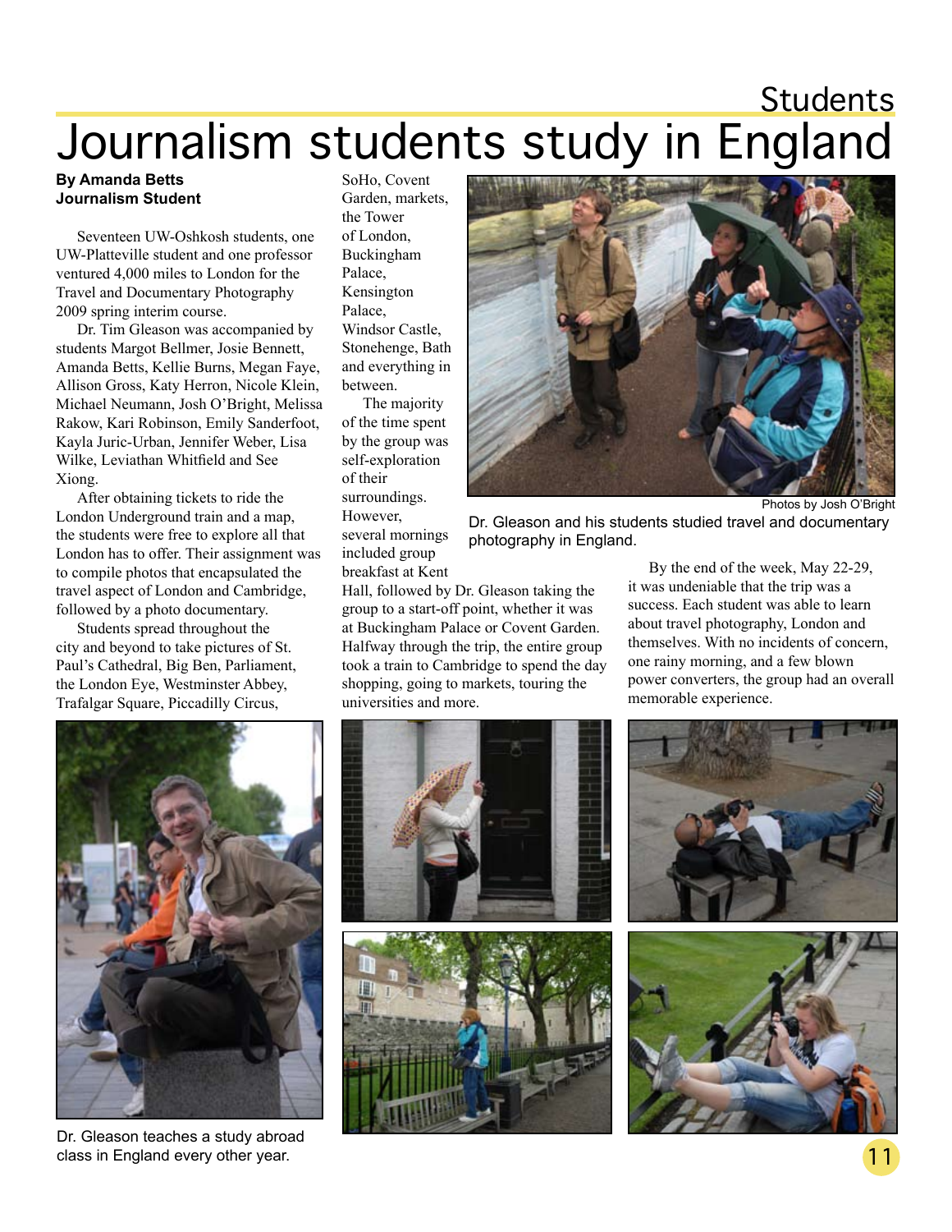Students

# Journalism students study in England

**By Amanda Betts**
**Journalism Student**

Seventeen UW-Oshkosh students, one UW-Platteville student and one professor ventured 4,000 miles to London for the Travel and Documentary Photography 2009 spring interim course.

Dr. Tim Gleason was accompanied by students Margot Bellmer, Josie Bennett, Amanda Betts, Kellie Burns, Megan Faye, Allison Gross, Katy Herron, Nicole Klein, Michael Neumann, Josh O'Bright, Melissa Rakow, Kari Robinson, Emily Sanderfoot, Kayla Juric-Urban, Jennifer Weber, Lisa Wilke, Leviathan Whitfield and See Xiong.

After obtaining tickets to ride the London Underground train and a map, the students were free to explore all that London has to offer. Their assignment was to compile photos that encapsulated the travel aspect of London and Cambridge, followed by a photo documentary.

Students spread throughout the city and beyond to take pictures of St. Paul's Cathedral, Big Ben, Parliament, the London Eye, Westminster Abbey, Trafalgar Square, Piccadilly Circus, SoHo, Covent Garden, markets, the Tower of London, Buckingham Palace, Kensington Palace, Windsor Castle, Stonehenge, Bath and everything in between.

The majority of the time spent by the group was self-exploration of their surroundings. However, several mornings included group breakfast at Kent Hall, followed by Dr. Gleason taking the group to a start-off point, whether it was at Buckingham Palace or Covent Garden. Halfway through the trip, the entire group took a train to Cambridge to spend the day shopping, going to markets, touring the universities and more.

By the end of the week, May 22-29, it was undeniable that the trip was a success. Each student was able to learn about travel photography, London and themselves. With no incidents of concern, one rainy morning, and a few blown power converters, the group had an overall memorable experience.

Photos by Josh O'Bright

Dr. Gleason and his students studied travel and documentary photography in England.

Dr. Gleason teaches a study abroad class in England every other year.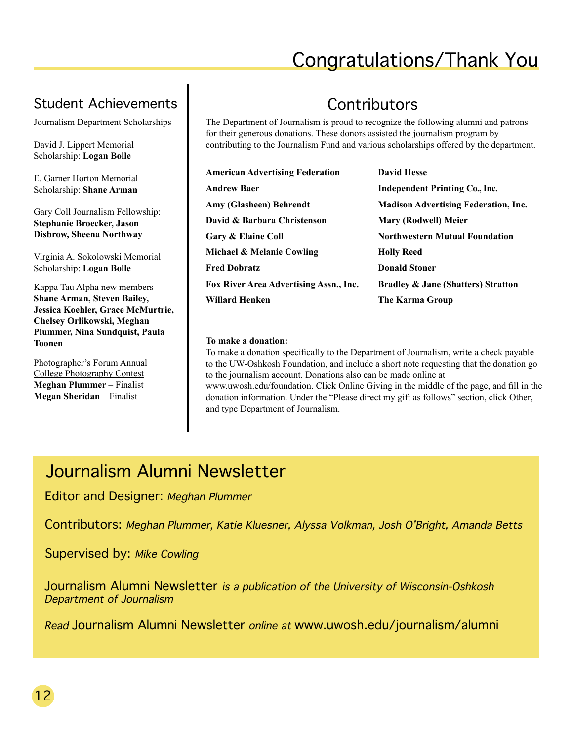# Congratulations/Thank You

## Student Achievements

Journalism Department Scholarships

David J. Lippert Memorial Scholarship: **Logan Bolle**

E. Garner Horton Memorial Scholarship: **Shane Arman**

Gary Coll Journalism Fellowship: **Stephanie Broecker, Jason Disbrow, Sheena Northway**

Virginia A. Sokolowski Memorial Scholarship: **Logan Bolle**

Kappa Tau Alpha new members
**Shane Arman, Steven Bailey, Jessica Koehler, Grace McMurtrie, Chelsey Orlikowski, Meghan Plummer, Nina Sundquist, Paula Toonen**

Photographer's Forum Annual College Photography Contest
**Meghan Plummer** – Finalist
**Megan Sheridan** – Finalist

## Contributors

The Department of Journalism is proud to recognize the following alumni and patrons for their generous donations. These donors assisted the journalism program by contributing to the Journalism Fund and various scholarships offered by the department.

**American Advertising Federation**
**Andrew Baer**
**Amy (Glasheen) Behrendt**
**David & Barbara Christenson**
**Gary & Elaine Coll**
**Michael & Melanie Cowling**
**Fred Dobratz**
**Fox River Area Advertising Assn., Inc.**
**Willard Henken**
**David Hesse**
**Independent Printing Co., Inc.**
**Madison Advertising Federation, Inc.**
**Mary (Rodwell) Meier**
**Northwestern Mutual Foundation**
**Holly Reed**
**Donald Stoner**
**Bradley & Jane (Shatters) Stratton**
**The Karma Group**

**To make a donation:**
To make a donation specifically to the Department of Journalism, write a check payable to the UW-Oshkosh Foundation, and include a short note requesting that the donation go to the journalism account. Donations also can be made online at www.uwosh.edu/foundation. Click Online Giving in the middle of the page, and fill in the donation information. Under the "Please direct my gift as follows" section, click Other, and type Department of Journalism.

## Journalism Alumni Newsletter

Editor and Designer: *Meghan Plummer*

Contributors: *Meghan Plummer, Katie Kluesner, Alyssa Volkman, Josh O'Bright, Amanda Betts*

Supervised by: *Mike Cowling*

Journalism Alumni Newsletter *is a publication of the University of Wisconsin-Oshkosh Department of Journalism*

*Read* Journalism Alumni Newsletter *online at* www.uwosh.edu/journalism/alumni